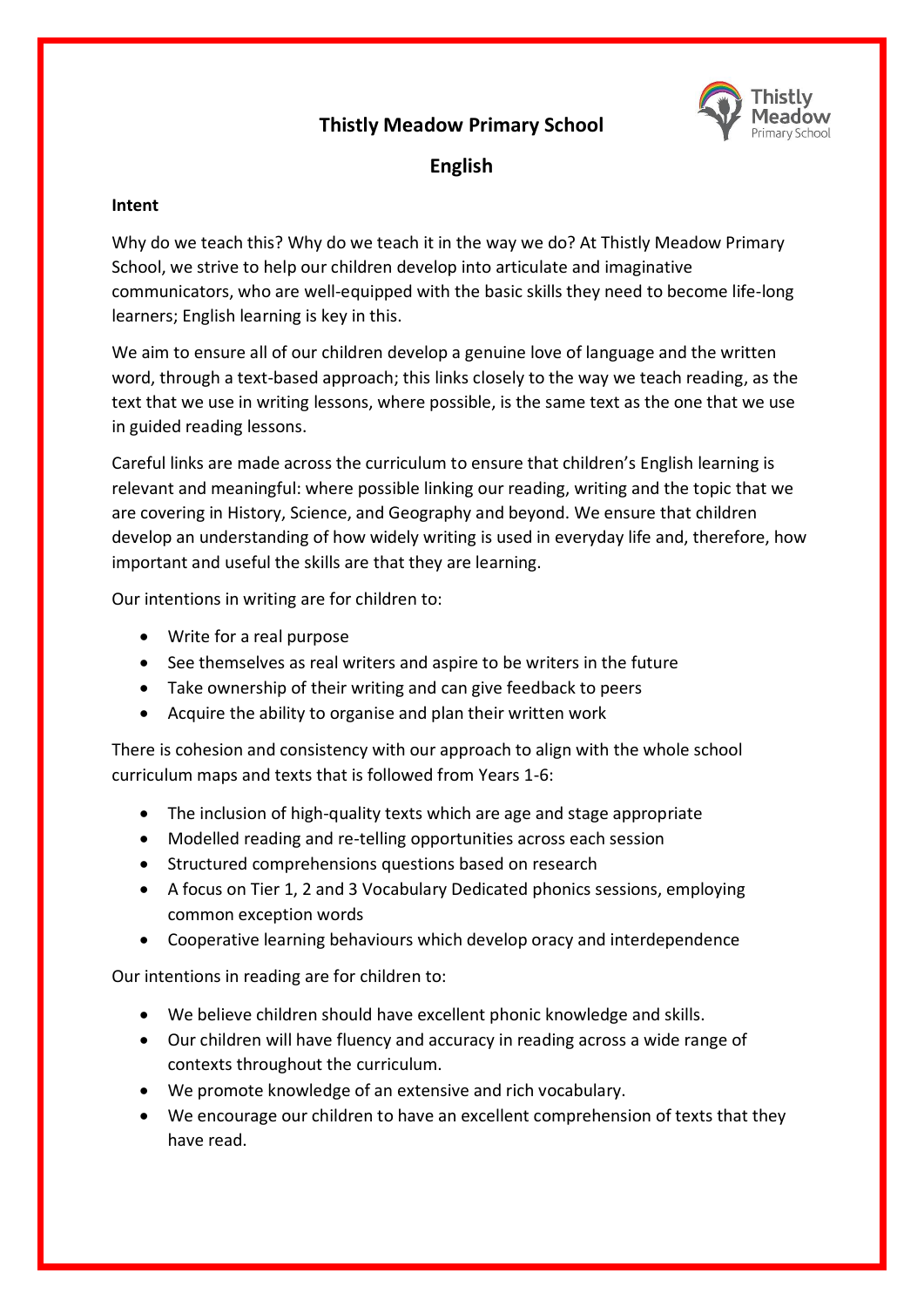# Thistly Meadow Primary School

## English

### Intent

Why do we teach this? Why do we teach it in the way we do? At Thistly Meadow Primary School, we strive to help our children develop into articulate and imaginative communicators, who are well-equipped with the basic skills they need to become life-long learners; English learning is key in this.

We aim to ensure all of our children develop a genuine love of language and the written word, through a text-based approach; this links closely to the way we teach reading, as the text that we use in writing lessons, where possible, is the same text as the one that we use in guided reading lessons.

Careful links are made across the curriculum to ensure that children's English learning is relevant and meaningful: where possible linking our reading, writing and the topic that we are covering in History, Science, and Geography and beyond. We ensure that children develop an understanding of how widely writing is used in everyday life and, therefore, how important and useful the skills are that they are learning.

Our intentions in writing are for children to:

- Write for a real purpose
- See themselves as real writers and aspire to be writers in the future
- Take ownership of their writing and can give feedback to peers
- Acquire the ability to organise and plan their written work

There is cohesion and consistency with our approach to align with the whole school curriculum maps and texts that is followed from Years 1-6:

- The inclusion of high-quality texts which are age and stage appropriate
- Modelled reading and re-telling opportunities across each session
- Structured comprehensions questions based on research
- A focus on Tier 1, 2 and 3 Vocabulary Dedicated phonics sessions, employing common exception words
- Cooperative learning behaviours which develop oracy and interdependence

Our intentions in reading are for children to:

- We believe children should have excellent phonic knowledge and skills.
- Our children will have fluency and accuracy in reading across a wide range of contexts throughout the curriculum.
- We promote knowledge of an extensive and rich vocabulary.
- We encourage our children to have an excellent comprehension of texts that they have read.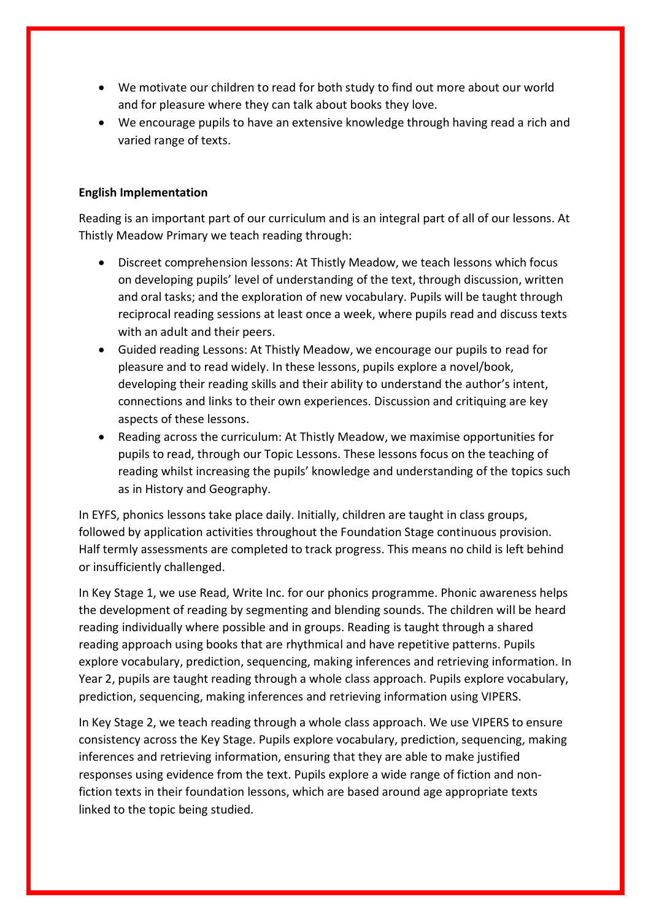- We motivate our children to read for both study to find out more about our world and for pleasure where they can talk about books they love.
- We encourage pupils to have an extensive knowledge through having read a rich and varied range of texts.

**English Implementation**

Reading is an important part of our curriculum and is an integral part of all of our lessons. At Thistly Meadow Primary we teach reading through:

- Discreet comprehension lessons: At Thistly Meadow, we teach lessons which focus on developing pupils' level of understanding of the text, through discussion, written and oral tasks; and the exploration of new vocabulary. Pupils will be taught through reciprocal reading sessions at least once a week, where pupils read and discuss texts with an adult and their peers.
- Guided reading Lessons: At Thistly Meadow, we encourage our pupils to read for pleasure and to read widely. In these lessons, pupils explore a novel/book, developing their reading skills and their ability to understand the author's intent, connections and links to their own experiences. Discussion and critiquing are key aspects of these lessons.
- Reading across the curriculum: At Thistly Meadow, we maximise opportunities for pupils to read, through our Topic Lessons. These lessons focus on the teaching of reading whilst increasing the pupils' knowledge and understanding of the topics such as in History and Geography.

In EYFS, phonics lessons take place daily. Initially, children are taught in class groups, followed by application activities throughout the Foundation Stage continuous provision. Half termly assessments are completed to track progress. This means no child is left behind or insufficiently challenged.

In Key Stage 1, we use Read, Write Inc. for our phonics programme. Phonic awareness helps the development of reading by segmenting and blending sounds. The children will be heard reading individually where possible and in groups. Reading is taught through a shared reading approach using books that are rhythmical and have repetitive patterns. Pupils explore vocabulary, prediction, sequencing, making inferences and retrieving information. In Year 2, pupils are taught reading through a whole class approach. Pupils explore vocabulary, prediction, sequencing, making inferences and retrieving information using VIPERS.

In Key Stage 2, we teach reading through a whole class approach. We use VIPERS to ensure consistency across the Key Stage. Pupils explore vocabulary, prediction, sequencing, making inferences and retrieving information, ensuring that they are able to make justified responses using evidence from the text. Pupils explore a wide range of fiction and non-fiction texts in their foundation lessons, which are based around age appropriate texts linked to the topic being studied.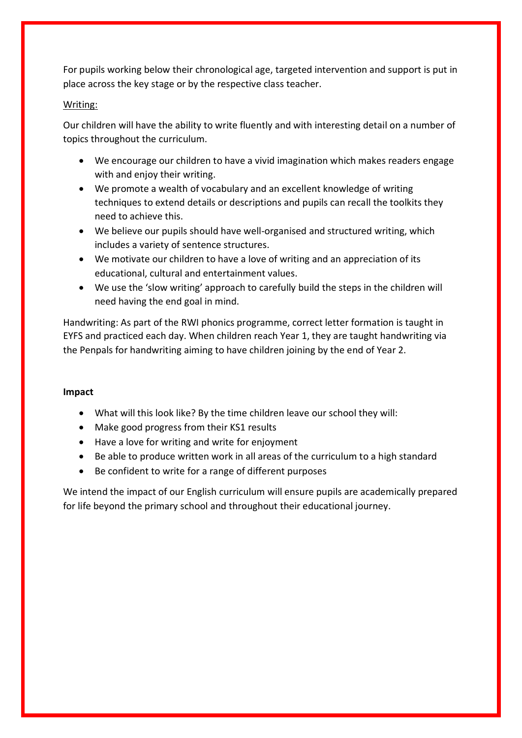For pupils working below their chronological age, targeted intervention and support is put in place across the key stage or by the respective class teacher.

Writing:

Our children will have the ability to write fluently and with interesting detail on a number of topics throughout the curriculum.

- We encourage our children to have a vivid imagination which makes readers engage with and enjoy their writing.
- We promote a wealth of vocabulary and an excellent knowledge of writing techniques to extend details or descriptions and pupils can recall the toolkits they need to achieve this.
- We believe our pupils should have well-organised and structured writing, which includes a variety of sentence structures.
- We motivate our children to have a love of writing and an appreciation of its educational, cultural and entertainment values.
- We use the 'slow writing' approach to carefully build the steps in the children will need having the end goal in mind.

Handwriting: As part of the RWI phonics programme, correct letter formation is taught in EYFS and practiced each day. When children reach Year 1, they are taught handwriting via the Penpals for handwriting aiming to have children joining by the end of Year 2.

**Impact**

- What will this look like? By the time children leave our school they will:
- Make good progress from their KS1 results
- Have a love for writing and write for enjoyment
- Be able to produce written work in all areas of the curriculum to a high standard
- Be confident to write for a range of different purposes

We intend the impact of our English curriculum will ensure pupils are academically prepared for life beyond the primary school and throughout their educational journey.